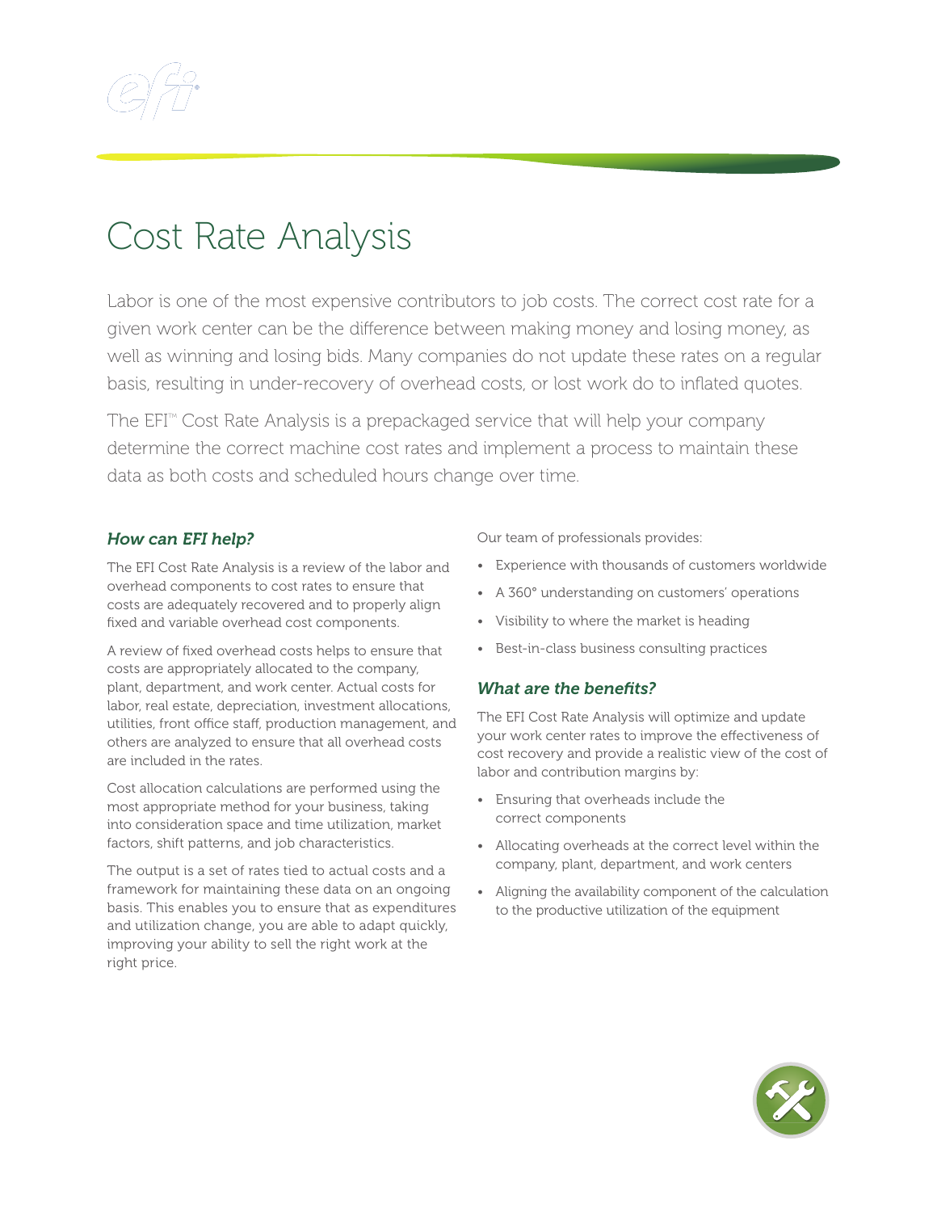# Cost Rate Analysis

Labor is one of the most expensive contributors to job costs. The correct cost rate for a given work center can be the difference between making money and losing money, as well as winning and losing bids. Many companies do not update these rates on a regular basis, resulting in under-recovery of overhead costs, or lost work do to inflated quotes.

The EFI™ Cost Rate Analysis is a prepackaged service that will help your company determine the correct machine cost rates and implement a process to maintain these data as both costs and scheduled hours change over time.

## *How can EFI help?*

The EFI Cost Rate Analysis is a review of the labor and overhead components to cost rates to ensure that costs are adequately recovered and to properly align fixed and variable overhead cost components.

A review of fixed overhead costs helps to ensure that costs are appropriately allocated to the company, plant, department, and work center. Actual costs for labor, real estate, depreciation, investment allocations, utilities, front office staff, production management, and others are analyzed to ensure that all overhead costs are included in the rates.

Cost allocation calculations are performed using the most appropriate method for your business, taking into consideration space and time utilization, market factors, shift patterns, and job characteristics.

The output is a set of rates tied to actual costs and a framework for maintaining these data on an ongoing basis. This enables you to ensure that as expenditures and utilization change, you are able to adapt quickly, improving your ability to sell the right work at the right price.

Our team of professionals provides:

- Experience with thousands of customers worldwide
- A 360° understanding on customers' operations
- Visibility to where the market is heading
- Best-in-class business consulting practices

## *What are the benefits?*

The EFI Cost Rate Analysis will optimize and update your work center rates to improve the effectiveness of cost recovery and provide a realistic view of the cost of labor and contribution margins by:

- Ensuring that overheads include the correct components
- Allocating overheads at the correct level within the company, plant, department, and work centers
- Aligning the availability component of the calculation to the productive utilization of the equipment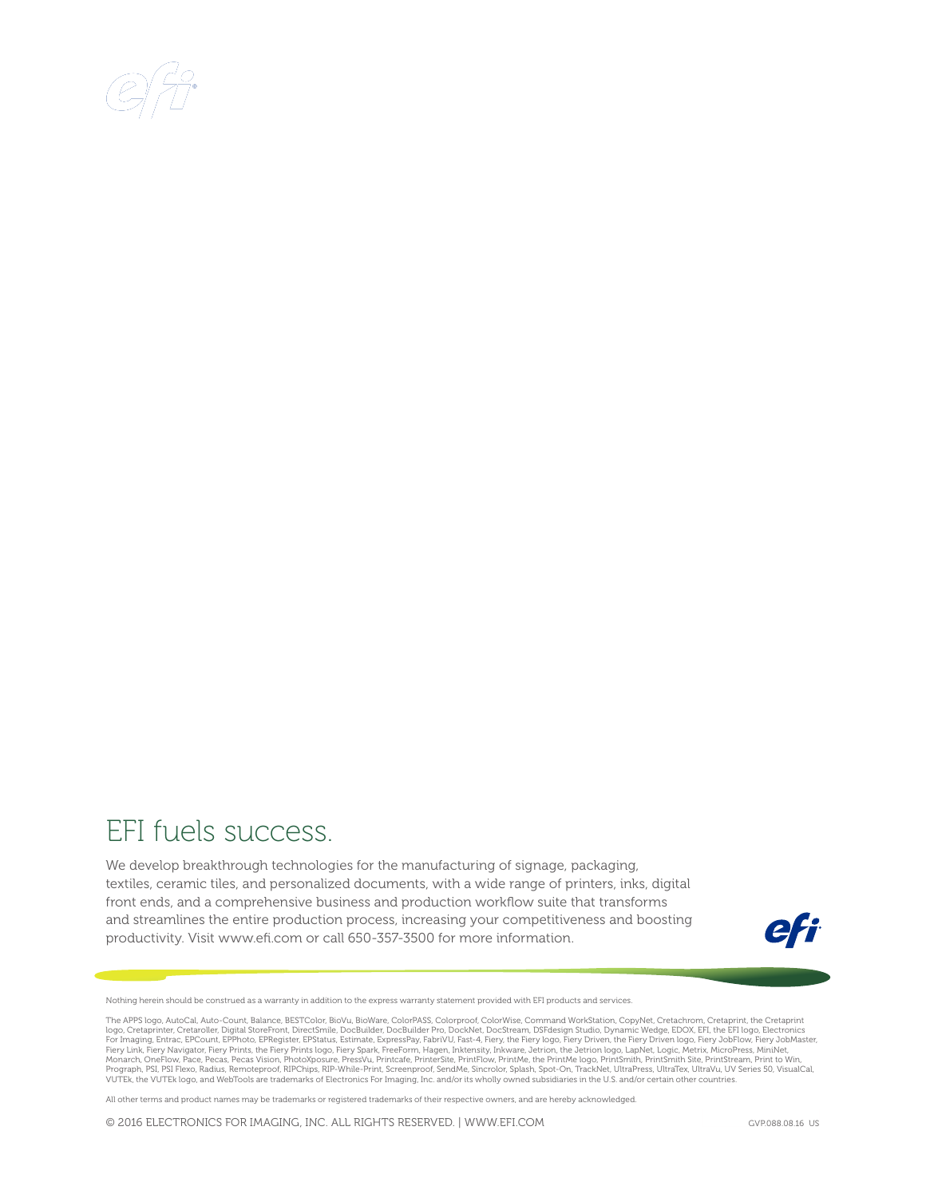# EFI fuels success.

We develop breakthrough technologies for the manufacturing of signage, packaging, textiles, ceramic tiles, and personalized documents, with a wide range of printers, inks, digital front ends, and a comprehensive business and production workflow suite that transforms and streamlines the entire production process, increasing your competitiveness and boosting productivity. Visit www.efi.com or call 650-357-3500 for more information.

Nothing herein should be construed as a warranty in addition to the express warranty statement provided with EFI products and services.

The APPS logo, AutoCal, Auto-Count, Balance, BESTColor, BioVu, BioWare, ColorPASS, Colorproof, ColorWise, Command WorkStation, CopyNet, Cretachrom, Cretaprint, the Cretaprint logo, Cretaprinter, Cretaroller, Digital StoreFront, DirectSmile, DocBuilder, DocBuilder Pro, DockNet, DocStream, DSFdesign Studio, Dynamic Wedge, EDOX, EFI, the EFI logo, Electronics For Imaging, Entrac, EPCount, EPPhoto, EPRegister, EPStatus, Estimate, ExpressPay, FabriVU, Fast-4, Fiery, the Fiery logo, Fiery Driven, the Fiery Driven logo, Fiery JobFlow, Fiery JobMaster, Fiery Link, Fiery Navigator, Fiery Prints, the Fiery Prints logo, Fiery Spark, FreeForm, Hagen, Inktensity, Inkware, Jetrion, the Jetrion logo, LapNet, Logic, Metrix, MicroPress, MiniNet, Monarch, OneFlow, Pace, Pecas, Pecas Vision, PhotoXposure, PressVu, Printcafe, PrinterSite, PrintFlow, PrintMe, the PrintMe logo, PrintSmith, PrintSmith Site, PrintStream, Print to Win, Prograph, PSI, PSI Flexo, Radius, Remoteproof, RIPChips, RIP-While-Print, Screenproof, SendMe, Sincrolor, Splash, Spot-On, TrackNet, UltraPress, UltraTex, UltraVu, UV Series 50, VisualCal, VUTEk, the VUTEk logo, and WebTools are trademarks of Electronics For Imaging, Inc. and/or its wholly owned subsidiaries in the U.S. and/or certain other countries.

All other terms and product names may be trademarks or registered trademarks of their respective owners, and are hereby acknowledged.

© 2016 ELECTRONICS FOR IMAGING, INC. ALL RIGHTS RESERVED. | WWW.EFI.COM

GVP.088.08.16 US